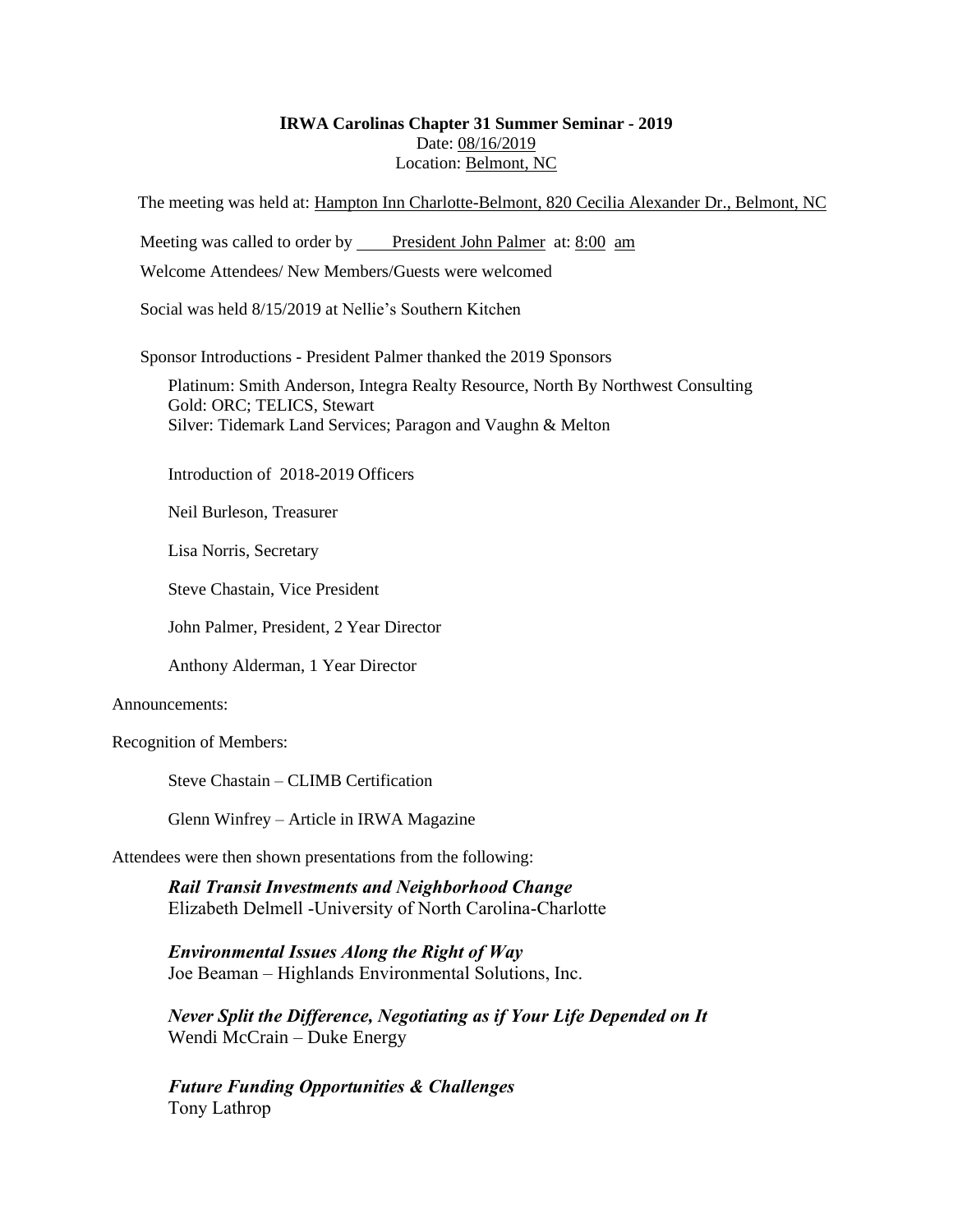**IRWA Carolinas Chapter 31 Summer Seminar - 2019**

Date: 08/16/2019

Location: Belmont, NC

The meeting was held at: Hampton Inn Charlotte-Belmont, 820 Cecilia Alexander Dr., Belmont, NC

Meeting was called to order by President John Palmer at: 8:00 am

Welcome Attendees/ New Members/Guests were welcomed

Social was held 8/15/2019 at Nellie's Southern Kitchen

Sponsor Introductions - President Palmer thanked the 2019 Sponsors

Platinum: Smith Anderson, Integra Realty Resource, North By Northwest Consulting
Gold: ORC; TELICS, Stewart
Silver: Tidemark Land Services; Paragon and Vaughn & Melton

Introduction of 2018-2019 Officers

Neil Burleson, Treasurer

Lisa Norris, Secretary

Steve Chastain, Vice President

John Palmer, President, 2 Year Director

Anthony Alderman, 1 Year Director

Announcements:

Recognition of Members:

Steve Chastain – CLIMB Certification

Glenn Winfrey – Article in IRWA Magazine

Attendees were then shown presentations from the following:

***Rail Transit Investments and Neighborhood Change***
Elizabeth Delmell -University of North Carolina-Charlotte

***Environmental Issues Along the Right of Way***
Joe Beaman – Highlands Environmental Solutions, Inc.

***Never Split the Difference, Negotiating as if Your Life Depended on It***
Wendi McCrain – Duke Energy

***Future Funding Opportunities & Challenges***
Tony Lathrop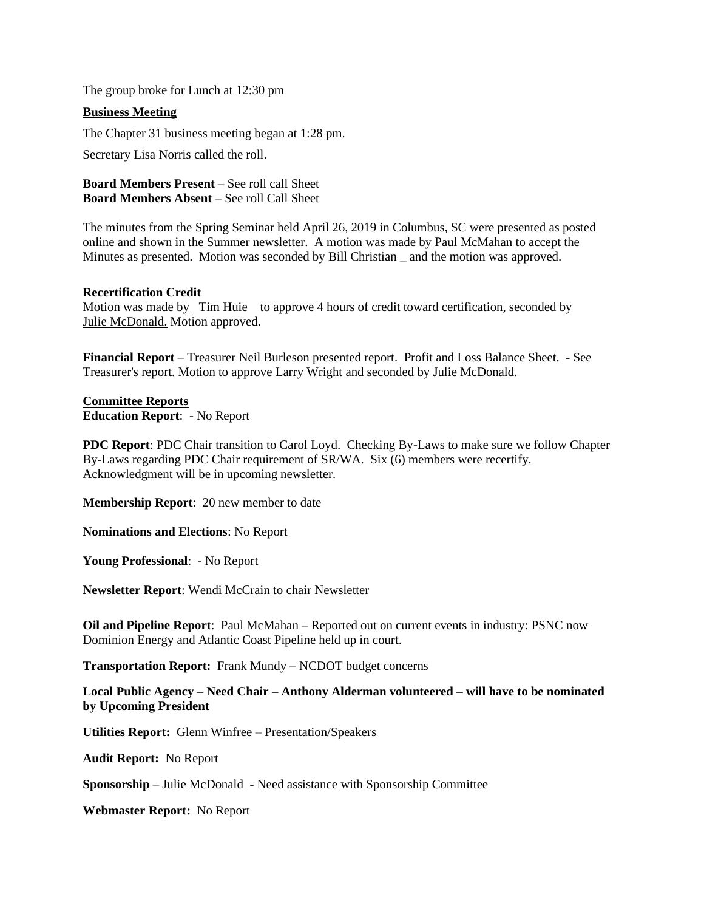The group broke for Lunch at 12:30 pm

**Business Meeting**

The Chapter 31 business meeting began at 1:28 pm.

Secretary Lisa Norris called the roll.

**Board Members Present** – See roll call Sheet
**Board Members Absent** – See roll Call Sheet

The minutes from the Spring Seminar held April 26, 2019 in Columbus, SC were presented as posted online and shown in the Summer newsletter. A motion was made by Paul McMahan to accept the Minutes as presented. Motion was seconded by Bill Christian and the motion was approved.

**Recertification Credit**
Motion was made by Tim Huie to approve 4 hours of credit toward certification, seconded by Julie McDonald. Motion approved.

**Financial Report** – Treasurer Neil Burleson presented report. Profit and Loss Balance Sheet. - See Treasurer's report. Motion to approve Larry Wright and seconded by Julie McDonald.

**Committee Reports**
**Education Report**: - No Report

**PDC Report**: PDC Chair transition to Carol Loyd. Checking By-Laws to make sure we follow Chapter By-Laws regarding PDC Chair requirement of SR/WA. Six (6) members were recertify. Acknowledgment will be in upcoming newsletter.

**Membership Report**: 20 new member to date

**Nominations and Elections**: No Report

**Young Professional**: - No Report

**Newsletter Report**: Wendi McCrain to chair Newsletter

**Oil and Pipeline Report**: Paul McMahan – Reported out on current events in industry: PSNC now Dominion Energy and Atlantic Coast Pipeline held up in court.

**Transportation Report:** Frank Mundy – NCDOT budget concerns

**Local Public Agency – Need Chair – Anthony Alderman volunteered – will have to be nominated by Upcoming President**

**Utilities Report:** Glenn Winfree – Presentation/Speakers

**Audit Report:** No Report

**Sponsorship** – Julie McDonald - Need assistance with Sponsorship Committee

**Webmaster Report:** No Report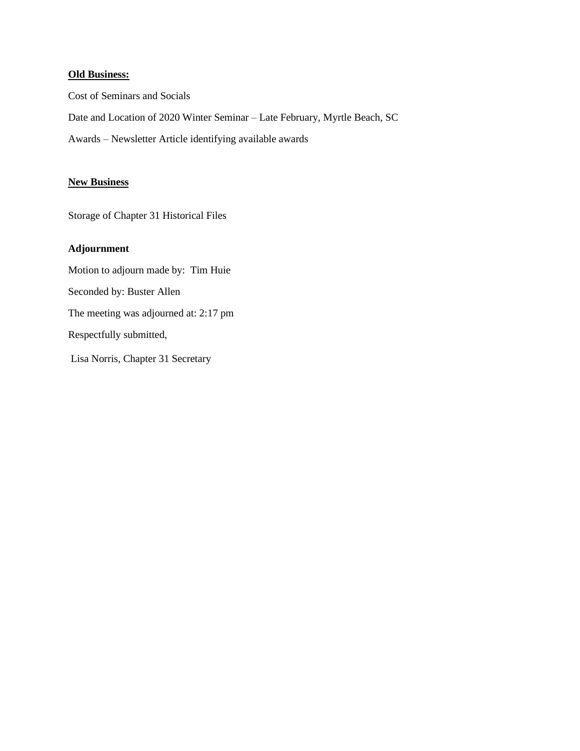**Old Business:**

Cost of Seminars and Socials

Date and Location of 2020 Winter Seminar – Late February, Myrtle Beach, SC

Awards – Newsletter Article identifying available awards

**New Business**

Storage of Chapter 31 Historical Files

**Adjournment**

Motion to adjourn made by: Tim Huie

Seconded by: Buster Allen

The meeting was adjourned at: 2:17 pm

Respectfully submitted,

Lisa Norris, Chapter 31 Secretary